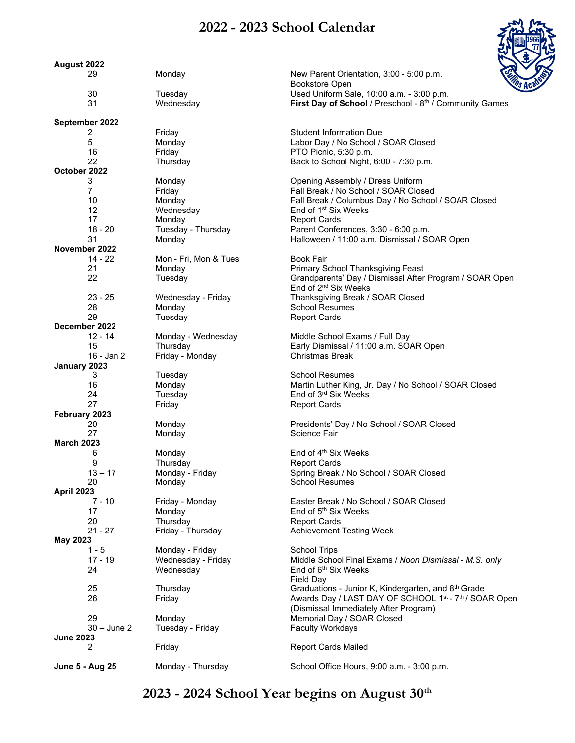# 2022 - 2023 School Calendar

**August 2022**

| | | |
|---|---|---|
| 29 | Monday | New Parent Orientation, 3:00 - 5:00 p.m. Bookstore Open |
| 30 | Tuesday | Used Uniform Sale, 10:00 a.m. - 3:00 p.m. |
| 31 | Wednesday | **First Day of School** / Preschool - 8th / Community Games |

**September 2022**

| | | |
|---|---|---|
| 2 | Friday | Student Information Due |
| 5 | Monday | Labor Day / No School / SOAR Closed |
| 16 | Friday | PTO Picnic, 5:30 p.m. |
| 22 | Thursday | Back to School Night, 6:00 - 7:30 p.m. |

**October 2022**

| | | |
|---|---|---|
| 3 | Monday | Opening Assembly / Dress Uniform |
| 7 | Friday | Fall Break / No School / SOAR Closed |
| 10 | Monday | Fall Break / Columbus Day / No School / SOAR Closed |
| 12 | Wednesday | End of 1st Six Weeks |
| 17 | Monday | Report Cards |
| 18 - 20 | Tuesday - Thursday | Parent Conferences, 3:30 - 6:00 p.m. |
| 31 | Monday | Halloween / 11:00 a.m. Dismissal / SOAR Open |

**November 2022**

| | | |
|---|---|---|
| 14 - 22 | Mon - Fri, Mon & Tues | Book Fair |
| 21 | Monday | Primary School Thanksgiving Feast |
| 22 | Tuesday | Grandparents' Day / Dismissal After Program / SOAR Open End of 2nd Six Weeks |
| 23 - 25 | Wednesday - Friday | Thanksgiving Break / SOAR Closed |
| 28 | Monday | School Resumes |
| 29 | Tuesday | Report Cards |

**December 2022**

| | | |
|---|---|---|
| 12 - 14 | Monday - Wednesday | Middle School Exams / Full Day |
| 15 | Thursday | Early Dismissal / 11:00 a.m. SOAR Open |
| 16 - Jan 2 | Friday - Monday | Christmas Break |

**January 2023**

| | | |
|---|---|---|
| 3 | Tuesday | School Resumes |
| 16 | Monday | Martin Luther King, Jr. Day / No School / SOAR Closed |
| 24 | Tuesday | End of 3rd Six Weeks |
| 27 | Friday | Report Cards |

**February 2023**

| | | |
|---|---|---|
| 20 | Monday | Presidents' Day / No School / SOAR Closed |
| 27 | Monday | Science Fair |

**March 2023**

| | | |
|---|---|---|
| 6 | Monday | End of 4th Six Weeks |
| 9 | Thursday | Report Cards |
| 13 – 17 | Monday - Friday | Spring Break / No School / SOAR Closed |
| 20 | Monday | School Resumes |

**April 2023**

| | | |
|---|---|---|
| 7 - 10 | Friday - Monday | Easter Break / No School / SOAR Closed |
| 17 | Monday | End of 5th Six Weeks |
| 20 | Thursday | Report Cards |
| 21 - 27 | Friday - Thursday | Achievement Testing Week |

**May 2023**

| | | |
|---|---|---|
| 1 - 5 | Monday - Friday | School Trips |
| 17 - 19 | Wednesday - Friday | Middle School Final Exams / *Noon Dismissal - M.S. only* |
| 24 | Wednesday | End of 6th Six Weeks Field Day |
| 25 | Thursday | Graduations - Junior K, Kindergarten, and 8th Grade |
| 26 | Friday | Awards Day / LAST DAY OF SCHOOL 1st - 7th / SOAR Open (Dismissal Immediately After Program) |
| 29 | Monday | Memorial Day / SOAR Closed |
| 30 – June 2 | Tuesday - Friday | Faculty Workdays |

**June 2023**

| | | |
|---|---|---|
| 2 | Friday | Report Cards Mailed |

| | | |
|---|---|---|
| **June 5 - Aug 25** | Monday - Thursday | School Office Hours, 9:00 a.m. - 3:00 p.m. |

## 2023 - 2024 School Year begins on August 30th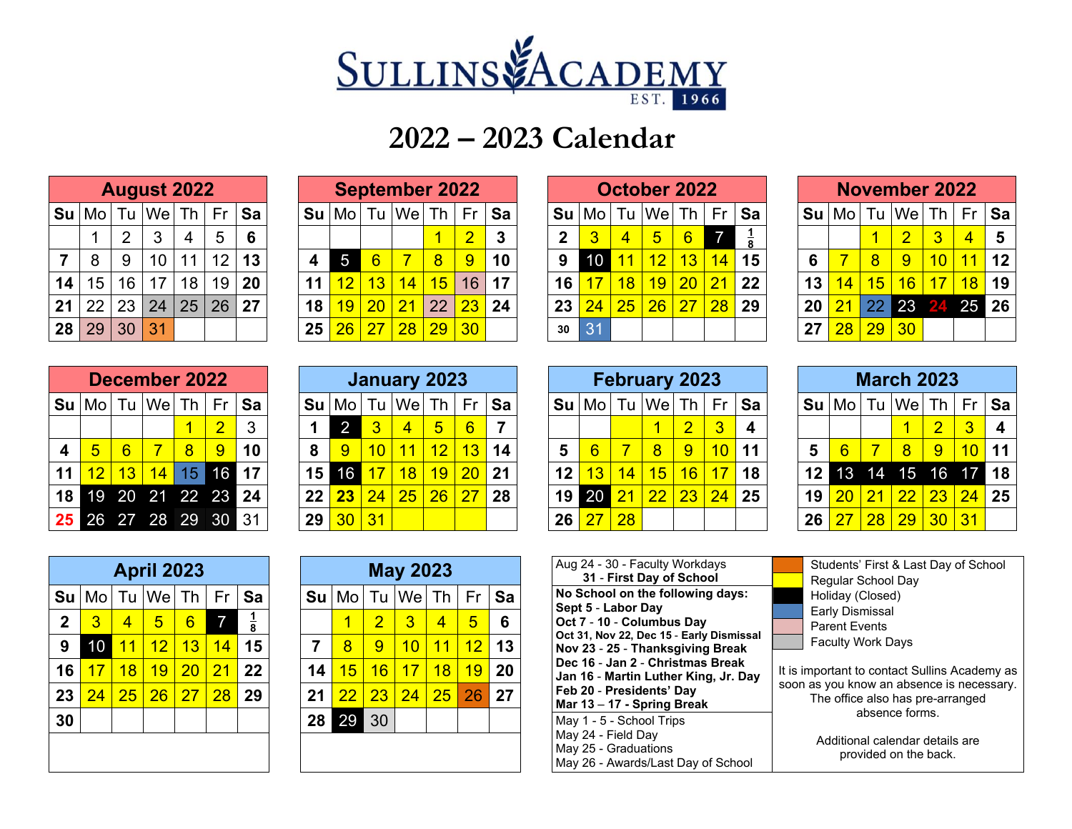# SULLINS ACADEMY

EST. 1966

## 2022 – 2023 Calendar

### August 2022

| Su | Mo | Tu | We | Th | Fr | Sa |
|---|---|---|---|---|---|---|
| | 1 | 2 | 3 | 4 | 5 | 6 |
| 7 | 8 | 9 | 10 | 11 | 12 | 13 |
| 14 | 15 | 16 | 17 | 18 | 19 | 20 |
| 21 | 22 | 23 | 24 | 25 | 26 | 27 |
| 28 | 29 | 30 | 31 | | | |

### September 2022

| Su | Mo | Tu | We | Th | Fr | Sa |
|---|---|---|---|---|---|---|
| | | | | 1 | 2 | 3 |
| 4 | 5 | 6 | 7 | 8 | 9 | 10 |
| 11 | 12 | 13 | 14 | 15 | 16 | 17 |
| 18 | 19 | 20 | 21 | 22 | 23 | 24 |
| 25 | 26 | 27 | 28 | 29 | 30 | |

### October 2022

| Su | Mo | Tu | We | Th | Fr | Sa |
|---|---|---|---|---|---|---|
| 2 | 3 | 4 | 5 | 6 | 7 | 1 / 8 |
| 9 | 10 | 11 | 12 | 13 | 14 | 15 |
| 16 | 17 | 18 | 19 | 20 | 21 | 22 |
| 23 | 24 | 25 | 26 | 27 | 28 | 29 |
| 30 | 31 | | | | | |

### November 2022

| Su | Mo | Tu | We | Th | Fr | Sa |
|---|---|---|---|---|---|---|
| | | 1 | 2 | 3 | 4 | 5 |
| 6 | 7 | 8 | 9 | 10 | 11 | 12 |
| 13 | 14 | 15 | 16 | 17 | 18 | 19 |
| 20 | 21 | 22 | 23 | 24 | 25 | 26 |
| 27 | 28 | 29 | 30 | | | |

### December 2022

| Su | Mo | Tu | We | Th | Fr | Sa |
|---|---|---|---|---|---|---|
| | | | | 1 | 2 | 3 |
| 4 | 5 | 6 | 7 | 8 | 9 | 10 |
| 11 | 12 | 13 | 14 | 15 | 16 | 17 |
| 18 | 19 | 20 | 21 | 22 | 23 | 24 |
| 25 | 26 | 27 | 28 | 29 | 30 | 31 |

### January 2023

| Su | Mo | Tu | We | Th | Fr | Sa |
|---|---|---|---|---|---|---|
| 1 | 2 | 3 | 4 | 5 | 6 | 7 |
| 8 | 9 | 10 | 11 | 12 | 13 | 14 |
| 15 | 16 | 17 | 18 | 19 | 20 | 21 |
| 22 | 23 | 24 | 25 | 26 | 27 | 28 |
| 29 | 30 | 31 | | | | |

### February 2023

| Su | Mo | Tu | We | Th | Fr | Sa |
|---|---|---|---|---|---|---|
| | | | 1 | 2 | 3 | 4 |
| 5 | 6 | 7 | 8 | 9 | 10 | 11 |
| 12 | 13 | 14 | 15 | 16 | 17 | 18 |
| 19 | 20 | 21 | 22 | 23 | 24 | 25 |
| 26 | 27 | 28 | | | | |

### March 2023

| Su | Mo | Tu | We | Th | Fr | Sa |
|---|---|---|---|---|---|---|
| | | | 1 | 2 | 3 | 4 |
| 5 | 6 | 7 | 8 | 9 | 10 | 11 |
| 12 | 13 | 14 | 15 | 16 | 17 | 18 |
| 19 | 20 | 21 | 22 | 23 | 24 | 25 |
| 26 | 27 | 28 | 29 | 30 | 31 | |

### April 2023

| Su | Mo | Tu | We | Th | Fr | Sa |
|---|---|---|---|---|---|---|
| 2 | 3 | 4 | 5 | 6 | 7 | 1 / 8 |
| 9 | 10 | 11 | 12 | 13 | 14 | 15 |
| 16 | 17 | 18 | 19 | 20 | 21 | 22 |
| 23 | 24 | 25 | 26 | 27 | 28 | 29 |
| 30 | | | | | | |

### May 2023

| Su | Mo | Tu | We | Th | Fr | Sa |
|---|---|---|---|---|---|---|
| | 1 | 2 | 3 | 4 | 5 | 6 |
| 7 | 8 | 9 | 10 | 11 | 12 | 13 |
| 14 | 15 | 16 | 17 | 18 | 19 | 20 |
| 21 | 22 | 23 | 24 | 25 | 26 | 27 |
| 28 | 29 | 30 | | | | |

Aug 24 - 30 - Faculty Workdays
**31 - First Day of School**

**No School on the following days:**
**Sept 5 - Labor Day**
**Oct 7 - 10 - Columbus Day**
**Oct 31, Nov 22, Dec 15 - Early Dismissal**
**Nov 23 - 25 - Thanksgiving Break**
**Dec 16 - Jan 2 - Christmas Break**
**Jan 16 - Martin Luther King, Jr. Day**
**Feb 20 - Presidents' Day**
**Mar 13 – 17 - Spring Break**

May 1 - 5 - School Trips
May 24 - Field Day
May 25 - Graduations
May 26 - Awards/Last Day of School

- Students' First & Last Day of School
- Regular School Day
- Holiday (Closed)
- Early Dismissal
- Parent Events
- Faculty Work Days

It is important to contact Sullins Academy as soon as you know an absence is necessary. The office also has pre-arranged absence forms.

Additional calendar details are provided on the back.